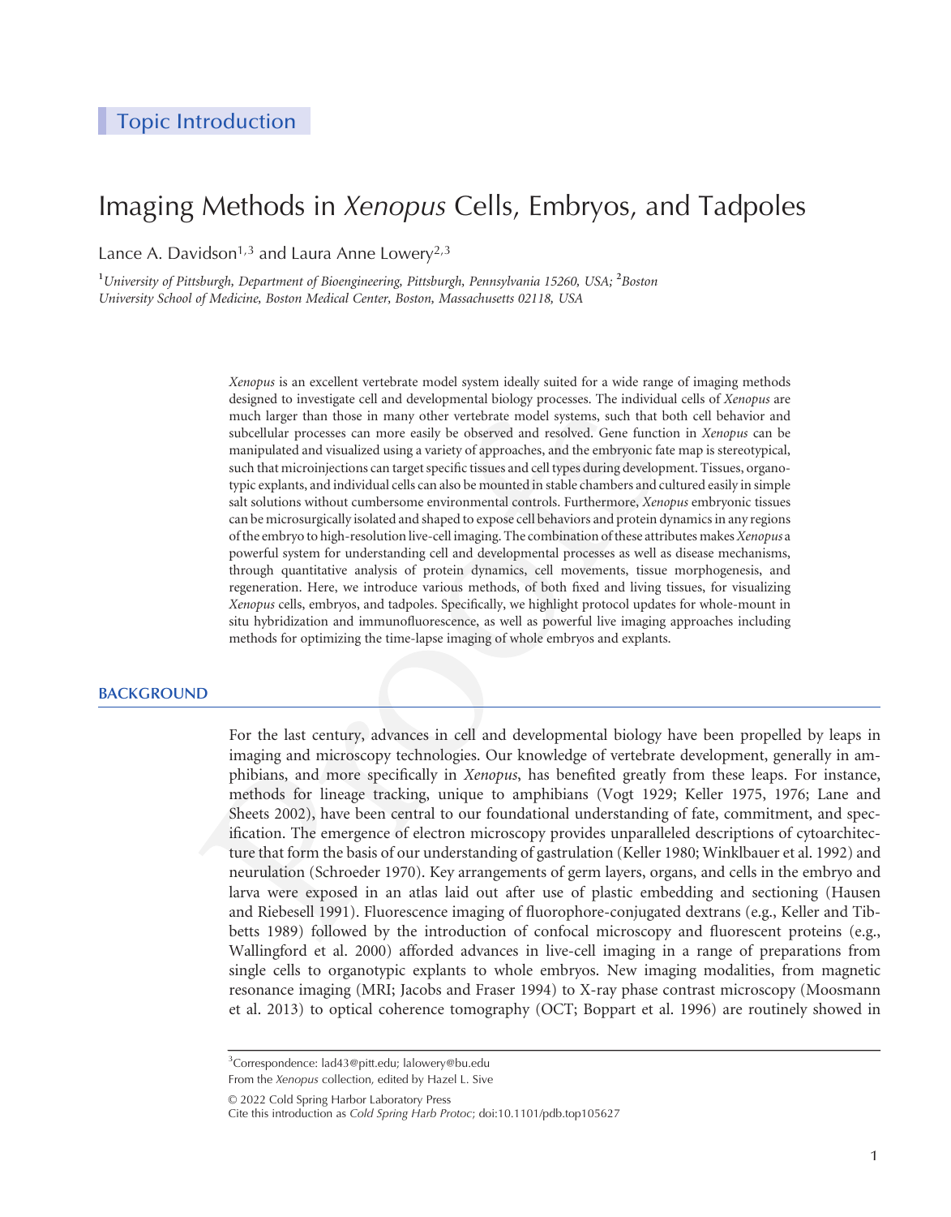Topic Introduction

# Imaging Methods in *Xenopus* Cells, Embryos, and Tadpoles

Lance A. Davidson[1,3] and Laura Anne Lowery[2,3]

[1]*University of Pittsburgh, Department of Bioengineering, Pittsburgh, Pennsylvania 15260, USA;* [2]*Boston University School of Medicine, Boston Medical Center, Boston, Massachusetts 02118, USA*

*Xenopus* is an excellent vertebrate model system ideally suited for a wide range of imaging methods designed to investigate cell and developmental biology processes. The individual cells of *Xenopus* are much larger than those in many other vertebrate model systems, such that both cell behavior and subcellular processes can more easily be observed and resolved. Gene function in *Xenopus* can be manipulated and visualized using a variety of approaches, and the embryonic fate map is stereotypical, such that microinjections can target specific tissues and cell types during development. Tissues, organotypic explants, and individual cells can also be mounted in stable chambers and cultured easily in simple salt solutions without cumbersome environmental controls. Furthermore, *Xenopus* embryonic tissues can be microsurgically isolated and shaped to expose cell behaviors and protein dynamics in any regions of the embryo to high-resolution live-cell imaging. The combination of these attributes makes *Xenopus* a powerful system for understanding cell and developmental processes as well as disease mechanisms, through quantitative analysis of protein dynamics, cell movements, tissue morphogenesis, and regeneration. Here, we introduce various methods, of both fixed and living tissues, for visualizing *Xenopus* cells, embryos, and tadpoles. Specifically, we highlight protocol updates for whole-mount in situ hybridization and immunofluorescence, as well as powerful live imaging approaches including methods for optimizing the time-lapse imaging of whole embryos and explants.

## BACKGROUND

For the last century, advances in cell and developmental biology have been propelled by leaps in imaging and microscopy technologies. Our knowledge of vertebrate development, generally in amphibians, and more specifically in *Xenopus*, has benefited greatly from these leaps. For instance, methods for lineage tracking, unique to amphibians (Vogt 1929; Keller 1975, 1976; Lane and Sheets 2002), have been central to our foundational understanding of fate, commitment, and specification. The emergence of electron microscopy provides unparalleled descriptions of cytoarchitecture that form the basis of our understanding of gastrulation (Keller 1980; Winklbauer et al. 1992) and neurulation (Schroeder 1970). Key arrangements of germ layers, organs, and cells in the embryo and larva were exposed in an atlas laid out after use of plastic embedding and sectioning (Hausen and Riebesell 1991). Fluorescence imaging of fluorophore-conjugated dextrans (e.g., Keller and Tibbetts 1989) followed by the introduction of confocal microscopy and fluorescent proteins (e.g., Wallingford et al. 2000) afforded advances in live-cell imaging in a range of preparations from single cells to organotypic explants to whole embryos. New imaging modalities, from magnetic resonance imaging (MRI; Jacobs and Fraser 1994) to X-ray phase contrast microscopy (Moosmann et al. 2013) to optical coherence tomography (OCT; Boppart et al. 1996) are routinely showed in

[3]Correspondence: lad43@pitt.edu; lalowery@bu.edu

From the *Xenopus* collection, edited by Hazel L. Sive

© 2022 Cold Spring Harbor Laboratory Press

Cite this introduction as *Cold Spring Harb Protoc*; doi:10.1101/pdb.top105627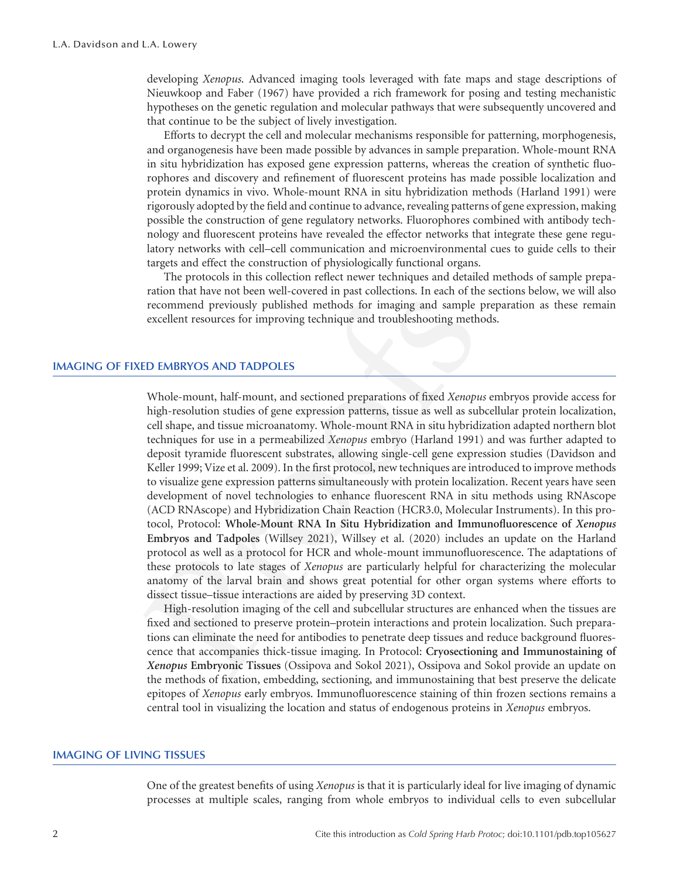developing *Xenopus*. Advanced imaging tools leveraged with fate maps and stage descriptions of Nieuwkoop and Faber (1967) have provided a rich framework for posing and testing mechanistic hypotheses on the genetic regulation and molecular pathways that were subsequently uncovered and that continue to be the subject of lively investigation.

Efforts to decrypt the cell and molecular mechanisms responsible for patterning, morphogenesis, and organogenesis have been made possible by advances in sample preparation. Whole-mount RNA in situ hybridization has exposed gene expression patterns, whereas the creation of synthetic fluorophores and discovery and refinement of fluorescent proteins has made possible localization and protein dynamics in vivo. Whole-mount RNA in situ hybridization methods (Harland 1991) were rigorously adopted by the field and continue to advance, revealing patterns of gene expression, making possible the construction of gene regulatory networks. Fluorophores combined with antibody technology and fluorescent proteins have revealed the effector networks that integrate these gene regulatory networks with cell–cell communication and microenvironmental cues to guide cells to their targets and effect the construction of physiologically functional organs.

The protocols in this collection reflect newer techniques and detailed methods of sample preparation that have not been well-covered in past collections. In each of the sections below, we will also recommend previously published methods for imaging and sample preparation as these remain excellent resources for improving technique and troubleshooting methods.

## IMAGING OF FIXED EMBRYOS AND TADPOLES

Whole-mount, half-mount, and sectioned preparations of fixed *Xenopus* embryos provide access for high-resolution studies of gene expression patterns, tissue as well as subcellular protein localization, cell shape, and tissue microanatomy. Whole-mount RNA in situ hybridization adapted northern blot techniques for use in a permeabilized *Xenopus* embryo (Harland 1991) and was further adapted to deposit tyramide fluorescent substrates, allowing single-cell gene expression studies (Davidson and Keller 1999; Vize et al. 2009). In the first protocol, new techniques are introduced to improve methods to visualize gene expression patterns simultaneously with protein localization. Recent years have seen development of novel technologies to enhance fluorescent RNA in situ methods using RNAscope (ACD RNAscope) and Hybridization Chain Reaction (HCR3.0, Molecular Instruments). In this protocol, Protocol: **Whole-Mount RNA In Situ Hybridization and Immunofluorescence of *Xenopus* Embryos and Tadpoles** (Willsey 2021), Willsey et al. (2020) includes an update on the Harland protocol as well as a protocol for HCR and whole-mount immunofluorescence. The adaptations of these protocols to late stages of *Xenopus* are particularly helpful for characterizing the molecular anatomy of the larval brain and shows great potential for other organ systems where efforts to dissect tissue–tissue interactions are aided by preserving 3D context.

High-resolution imaging of the cell and subcellular structures are enhanced when the tissues are fixed and sectioned to preserve protein–protein interactions and protein localization. Such preparations can eliminate the need for antibodies to penetrate deep tissues and reduce background fluorescence that accompanies thick-tissue imaging. In Protocol: **Cryosectioning and Immunostaining of *Xenopus* Embryonic Tissues** (Ossipova and Sokol 2021), Ossipova and Sokol provide an update on the methods of fixation, embedding, sectioning, and immunostaining that best preserve the delicate epitopes of *Xenopus* early embryos. Immunofluorescence staining of thin frozen sections remains a central tool in visualizing the location and status of endogenous proteins in *Xenopus* embryos.

## IMAGING OF LIVING TISSUES

One of the greatest benefits of using *Xenopus* is that it is particularly ideal for live imaging of dynamic processes at multiple scales, ranging from whole embryos to individual cells to even subcellular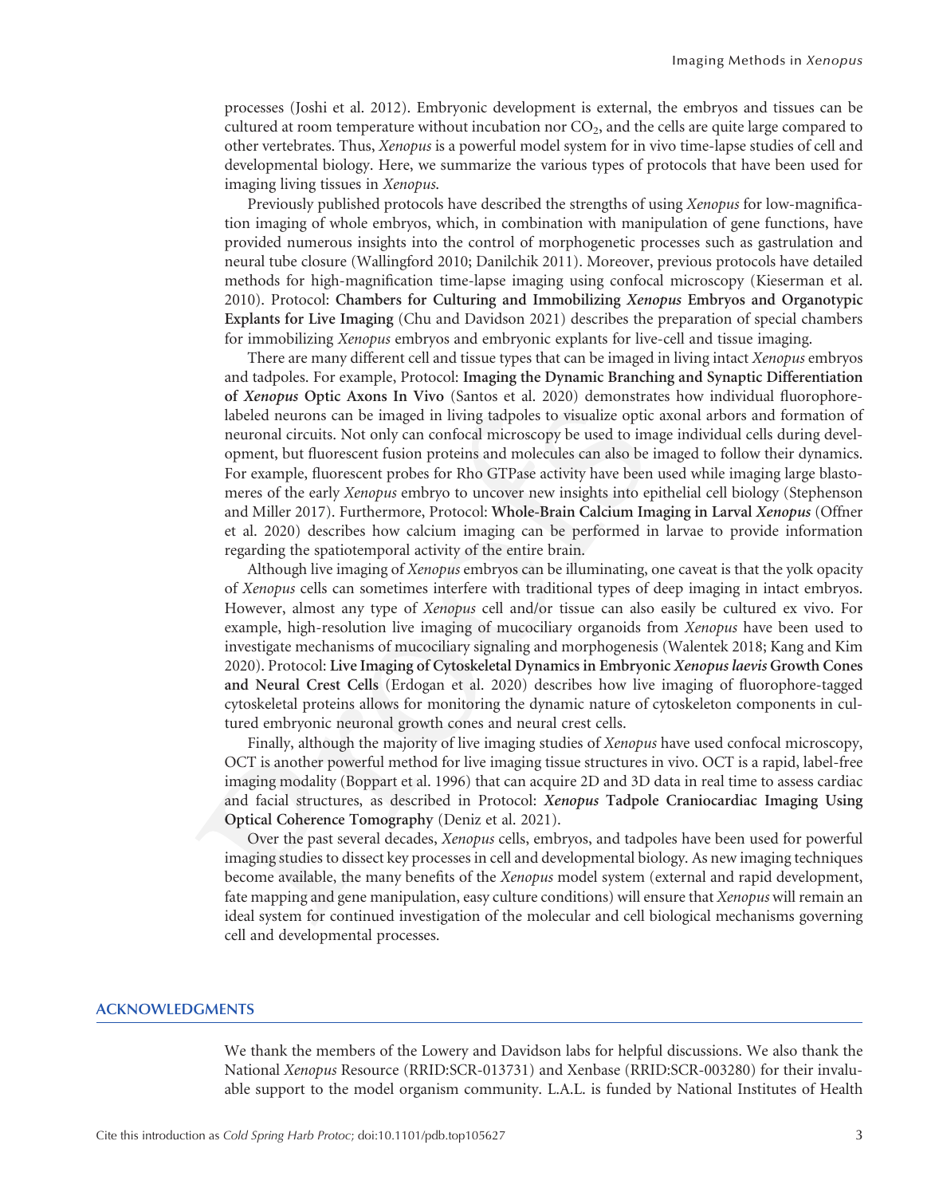processes (Joshi et al. 2012). Embryonic development is external, the embryos and tissues can be cultured at room temperature without incubation nor $CO_2$, and the cells are quite large compared to other vertebrates. Thus, *Xenopus* is a powerful model system for in vivo time-lapse studies of cell and developmental biology. Here, we summarize the various types of protocols that have been used for imaging living tissues in *Xenopus*.

Previously published protocols have described the strengths of using *Xenopus* for low-magnification imaging of whole embryos, which, in combination with manipulation of gene functions, have provided numerous insights into the control of morphogenetic processes such as gastrulation and neural tube closure (Wallingford 2010; Danilchik 2011). Moreover, previous protocols have detailed methods for high-magnification time-lapse imaging using confocal microscopy (Kieserman et al. 2010). Protocol: **Chambers for Culturing and Immobilizing *Xenopus* Embryos and Organotypic Explants for Live Imaging** (Chu and Davidson 2021) describes the preparation of special chambers for immobilizing *Xenopus* embryos and embryonic explants for live-cell and tissue imaging.

There are many different cell and tissue types that can be imaged in living intact *Xenopus* embryos and tadpoles. For example, Protocol: **Imaging the Dynamic Branching and Synaptic Differentiation of *Xenopus* Optic Axons In Vivo** (Santos et al. 2020) demonstrates how individual fluorophore-labeled neurons can be imaged in living tadpoles to visualize optic axonal arbors and formation of neuronal circuits. Not only can confocal microscopy be used to image individual cells during development, but fluorescent fusion proteins and molecules can also be imaged to follow their dynamics. For example, fluorescent probes for Rho GTPase activity have been used while imaging large blastomeres of the early *Xenopus* embryo to uncover new insights into epithelial cell biology (Stephenson and Miller 2017). Furthermore, Protocol: **Whole-Brain Calcium Imaging in Larval *Xenopus*** (Offner et al. 2020) describes how calcium imaging can be performed in larvae to provide information regarding the spatiotemporal activity of the entire brain.

Although live imaging of *Xenopus* embryos can be illuminating, one caveat is that the yolk opacity of *Xenopus* cells can sometimes interfere with traditional types of deep imaging in intact embryos. However, almost any type of *Xenopus* cell and/or tissue can also easily be cultured ex vivo. For example, high-resolution live imaging of mucociliary organoids from *Xenopus* have been used to investigate mechanisms of mucociliary signaling and morphogenesis (Walentek 2018; Kang and Kim 2020). Protocol: **Live Imaging of Cytoskeletal Dynamics in Embryonic *Xenopus laevis* Growth Cones and Neural Crest Cells** (Erdogan et al. 2020) describes how live imaging of fluorophore-tagged cytoskeletal proteins allows for monitoring the dynamic nature of cytoskeleton components in cultured embryonic neuronal growth cones and neural crest cells.

Finally, although the majority of live imaging studies of *Xenopus* have used confocal microscopy, OCT is another powerful method for live imaging tissue structures in vivo. OCT is a rapid, label-free imaging modality (Boppart et al. 1996) that can acquire 2D and 3D data in real time to assess cardiac and facial structures, as described in Protocol: ***Xenopus* Tadpole Craniocardiac Imaging Using Optical Coherence Tomography** (Deniz et al. 2021).

Over the past several decades, *Xenopus* cells, embryos, and tadpoles have been used for powerful imaging studies to dissect key processes in cell and developmental biology. As new imaging techniques become available, the many benefits of the *Xenopus* model system (external and rapid development, fate mapping and gene manipulation, easy culture conditions) will ensure that *Xenopus* will remain an ideal system for continued investigation of the molecular and cell biological mechanisms governing cell and developmental processes.

## ACKNOWLEDGMENTS

We thank the members of the Lowery and Davidson labs for helpful discussions. We also thank the National *Xenopus* Resource (RRID:SCR-013731) and Xenbase (RRID:SCR-003280) for their invaluable support to the model organism community. L.A.L. is funded by National Institutes of Health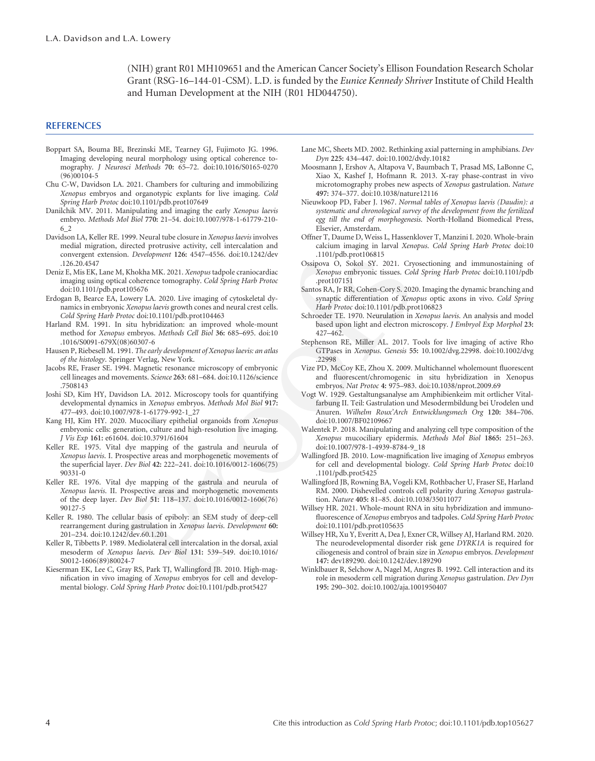(NIH) grant R01 MH109651 and the American Cancer Society's Ellison Foundation Research Scholar Grant (RSG-16–144-01-CSM). L.D. is funded by the *Eunice Kennedy Shriver* Institute of Child Health and Human Development at the NIH (R01 HD044750).

## REFERENCES

Boppart SA, Bouma BE, Brezinski ME, Tearney GJ, Fujimoto JG. 1996. Imaging developing neural morphology using optical coherence tomography. *J Neurosci Methods* **70:** 65–72. doi:10.1016/S0165-0270(96)00104-5

Chu C-W, Davidson LA. 2021. Chambers for culturing and immobilizing *Xenopus* embryos and organotypic explants for live imaging. *Cold Spring Harb Protoc* doi:10.1101/pdb.prot107649

Danilchik MV. 2011. Manipulating and imaging the early *Xenopus laevis* embryo. *Methods Mol Biol* **770:** 21–54. doi:10.1007/978-1-61779-210-6_2

Davidson LA, Keller RE. 1999. Neural tube closure in *Xenopus laevis* involves medial migration, directed protrusive activity, cell intercalation and convergent extension. *Development* **126:** 4547–4556. doi:10.1242/dev.126.20.4547

Deniz E, Mis EK, Lane M, Khokha MK. 2021. *Xenopus* tadpole craniocardiac imaging using optical coherence tomography. *Cold Spring Harb Protoc* doi:10.1101/pdb.prot105676

Erdogan B, Bearce EA, Lowery LA. 2020. Live imaging of cytoskeletal dynamics in embryonic *Xenopus laevis* growth cones and neural crest cells. *Cold Spring Harb Protoc* doi:10.1101/pdb.prot104463

Harland RM. 1991. In situ hybridization: an improved whole-mount method for *Xenopus* embryos. *Methods Cell Biol* **36:** 685–695. doi:10.1016/S0091-679X(08)60307-6

Hausen P, Riebesell M. 1991. *The early development of Xenopus laevis: an atlas of the histology*. Springer Verlag, New York.

Jacobs RE, Fraser SE. 1994. Magnetic resonance microscopy of embryonic cell lineages and movements. *Science* **263:** 681–684. doi:10.1126/science.7508143

Joshi SD, Kim HY, Davidson LA. 2012. Microscopy tools for quantifying developmental dynamics in *Xenopus* embryos. *Methods Mol Biol* **917:** 477–493. doi:10.1007/978-1-61779-992-1_27

Kang HJ, Kim HY. 2020. Mucociliary epithelial organoids from *Xenopus* embryonic cells: generation, culture and high-resolution live imaging. *J Vis Exp* **161:** e61604. doi:10.3791/61604

Keller RE. 1975. Vital dye mapping of the gastrula and neurula of *Xenopus laevis*. I. Prospective areas and morphogenetic movements of the superficial layer. *Dev Biol* **42:** 222–241. doi:10.1016/0012-1606(75)90331-0

Keller RE. 1976. Vital dye mapping of the gastrula and neurula of *Xenopus laevis*. II. Prospective areas and morphogenetic movements of the deep layer. *Dev Biol* **51:** 118–137. doi:10.1016/0012-1606(76)90127-5

Keller R. 1980. The cellular basis of epiboly: an SEM study of deep-cell rearrangement during gastrulation in *Xenopus laevis*. *Development* **60:** 201–234. doi:10.1242/dev.60.1.201

Keller R, Tibbetts P. 1989. Mediolateral cell intercalation in the dorsal, axial mesoderm of *Xenopus laevis*. *Dev Biol* **131:** 539–549. doi:10.1016/S0012-1606(89)80024-7

Kieserman EK, Lee C, Gray RS, Park TJ, Wallingford JB. 2010. High-magnification in vivo imaging of *Xenopus* embryos for cell and developmental biology. *Cold Spring Harb Protoc* doi:10.1101/pdb.prot5427

Lane MC, Sheets MD. 2002. Rethinking axial patterning in amphibians. *Dev Dyn* **225:** 434–447. doi:10.1002/dvdy.10182

Moosmann J, Ershov A, Altapova V, Baumbach T, Prasad MS, LaBonne C, Xiao X, Kashef J, Hofmann R. 2013. X-ray phase-contrast in vivo microtomography probes new aspects of *Xenopus* gastrulation. *Nature* **497:** 374–377. doi:10.1038/nature12116

Nieuwkoop PD, Faber J. 1967. *Normal tables of Xenopus laevis (Daudin): a systematic and chronological survey of the development from the fertilized egg till the end of morphogenesis*. North-Holland Biomedical Press, Elsevier, Amsterdam.

Offner T, Daume D, Weiss L, Hassenklover T, Manzini I. 2020. Whole-brain calcium imaging in larval *Xenopus*. *Cold Spring Harb Protoc* doi:10.1101/pdb.prot106815

Ossipova O, Sokol SY. 2021. Cryosectioning and immunostaining of *Xenopus* embryonic tissues. *Cold Spring Harb Protoc* doi:10.1101/pdb.prot107151

Santos RA, Jr RR, Cohen-Cory S. 2020. Imaging the dynamic branching and synaptic differentiation of *Xenopus* optic axons in vivo. *Cold Spring Harb Protoc* doi:10.1101/pdb.prot106823

Schroeder TE. 1970. Neurulation in *Xenopus laevis*. An analysis and model based upon light and electron microscopy. *J Embryol Exp Morphol* **23:** 427–462.

Stephenson RE, Miller AL. 2017. Tools for live imaging of active Rho GTPases in *Xenopus*. *Genesis* **55:** 10.1002/dvg.22998. doi:10.1002/dvg.22998

Vize PD, McCoy KE, Zhou X. 2009. Multichannel wholemount fluorescent and fluorescent/chromogenic in situ hybridization in Xenopus embryos. *Nat Protoc* **4:** 975–983. doi:10.1038/nprot.2009.69

Vogt W. 1929. Gestaltungsanalyse am Amphibienkeim mit örtlicher Vitalfarbung II. Teil: Gastrulation und Mesodermbildung bei Urodelen und Anuren. *Wilhelm Roux'Arch Entwicklungsmech Org* **120:** 384–706. doi:10.1007/BF02109667

Walentek P. 2018. Manipulating and analyzing cell type composition of the *Xenopus* mucociliary epidermis. *Methods Mol Biol* **1865:** 251–263. doi:10.1007/978-1-4939-8784-9_18

Wallingford JB. 2010. Low-magnification live imaging of *Xenopus* embryos for cell and developmental biology. *Cold Spring Harb Protoc* doi:10.1101/pdb.prot5425

Wallingford JB, Rowning BA, Vogeli KM, Rothbacher U, Fraser SE, Harland RM. 2000. Dishevelled controls cell polarity during *Xenopus* gastrulation. *Nature* **405:** 81–85. doi:10.1038/35011077

Willsey HR. 2021. Whole-mount RNA in situ hybridization and immunofluorescence of *Xenopus* embryos and tadpoles. *Cold Spring Harb Protoc* doi:10.1101/pdb.prot105635

Willsey HR, Xu Y, Everitt A, Dea J, Exner CR, Willsey AJ, Harland RM. 2020. The neurodevelopmental disorder risk gene *DYRK1A* is required for ciliogenesis and control of brain size in *Xenopus* embryos. *Development* **147:** dev189290. doi:10.1242/dev.189290

Winklbauer R, Selchow A, Nagel M, Angres B. 1992. Cell interaction and its role in mesoderm cell migration during *Xenopus* gastrulation. *Dev Dyn* **195:** 290–302. doi:10.1002/aja.1001950407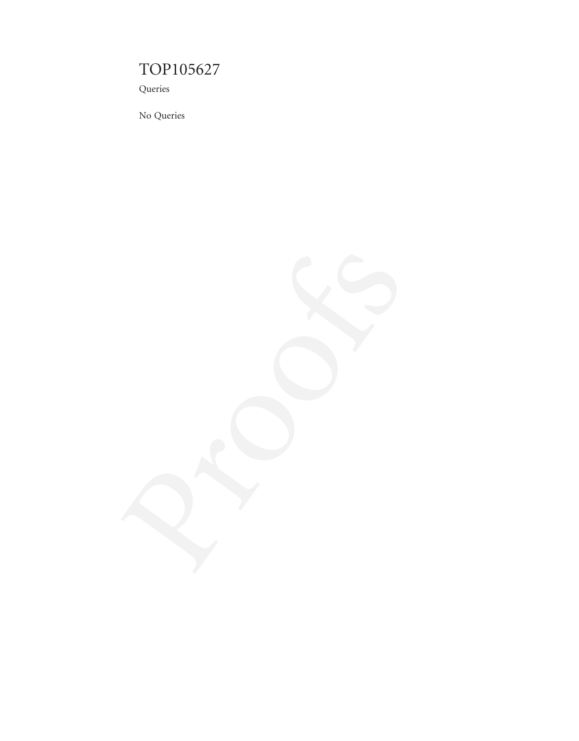# TOP105627

Queries

No Queries